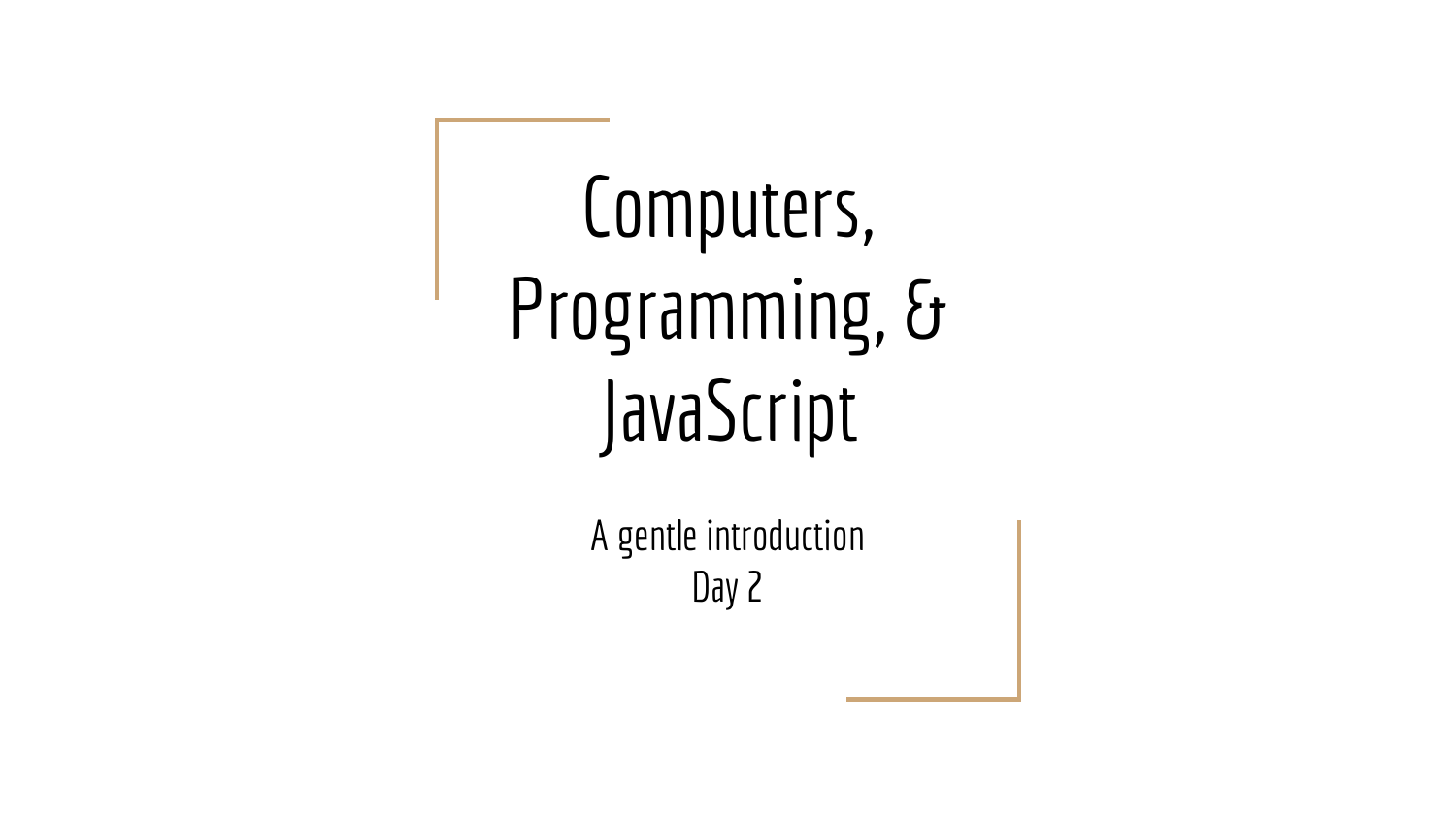# Computers, Programming, & JavaScript

A gentle introduction
Day 2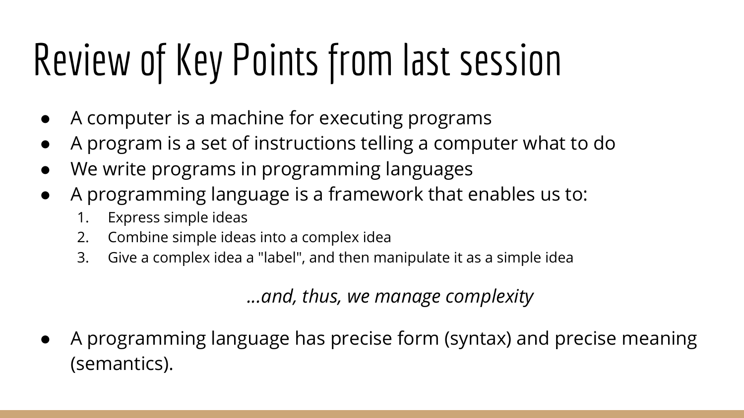# Review of Key Points from last session

- A computer is a machine for executing programs
- A program is a set of instructions telling a computer what to do
- We write programs in programming languages
- A programming language is a framework that enables us to:
  1. Express simple ideas
  2. Combine simple ideas into a complex idea
  3. Give a complex idea a "label", and then manipulate it as a simple idea

*...and, thus, we manage complexity*

- A programming language has precise form (syntax) and precise meaning (semantics).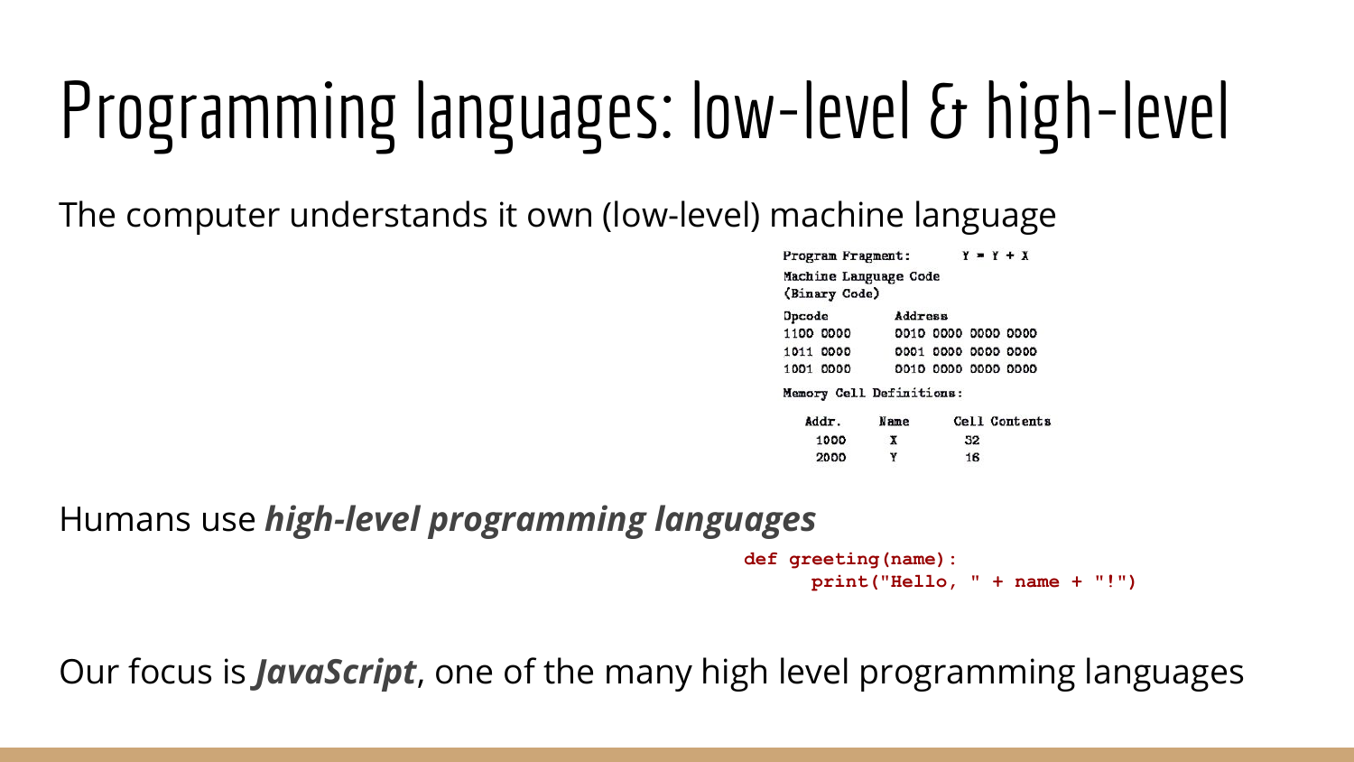# Programming languages: low-level & high-level

The computer understands it own (low-level) machine language

```
Program Fragment:        Y = Y + X

Machine Language Code
(Binary Code)

Opcode        Address
1100 0000     0010 0000 0000 0000
1011 0000     0001 0000 0000 0000
1001 0000     0010 0000 0000 0000

Memory Cell Definitions:

   Addr.    Name    Cell Contents
   1000     X       32
   2000     Y       16
```

Humans use ***high-level programming languages***

```
def greeting(name):
    print("Hello, " + name + "!")
```

Our focus is ***JavaScript***, one of the many high level programming languages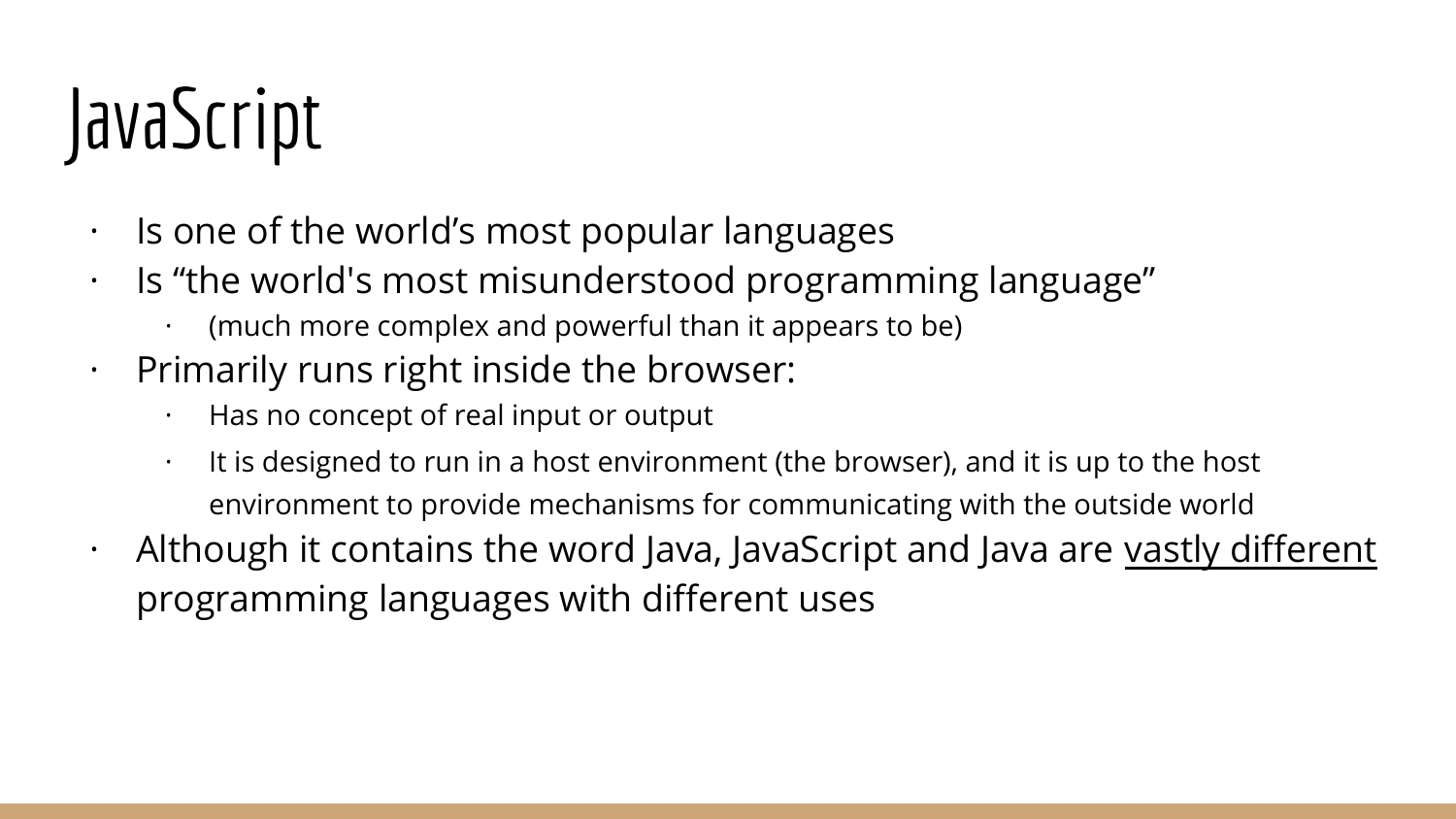# JavaScript

- Is one of the world’s most popular languages
- Is “the world's most misunderstood programming language”
  - (much more complex and powerful than it appears to be)
- Primarily runs right inside the browser:
  - Has no concept of real input or output
  - It is designed to run in a host environment (the browser), and it is up to the host environment to provide mechanisms for communicating with the outside world
- Although it contains the word Java, JavaScript and Java are <u>vastly different</u> programming languages with different uses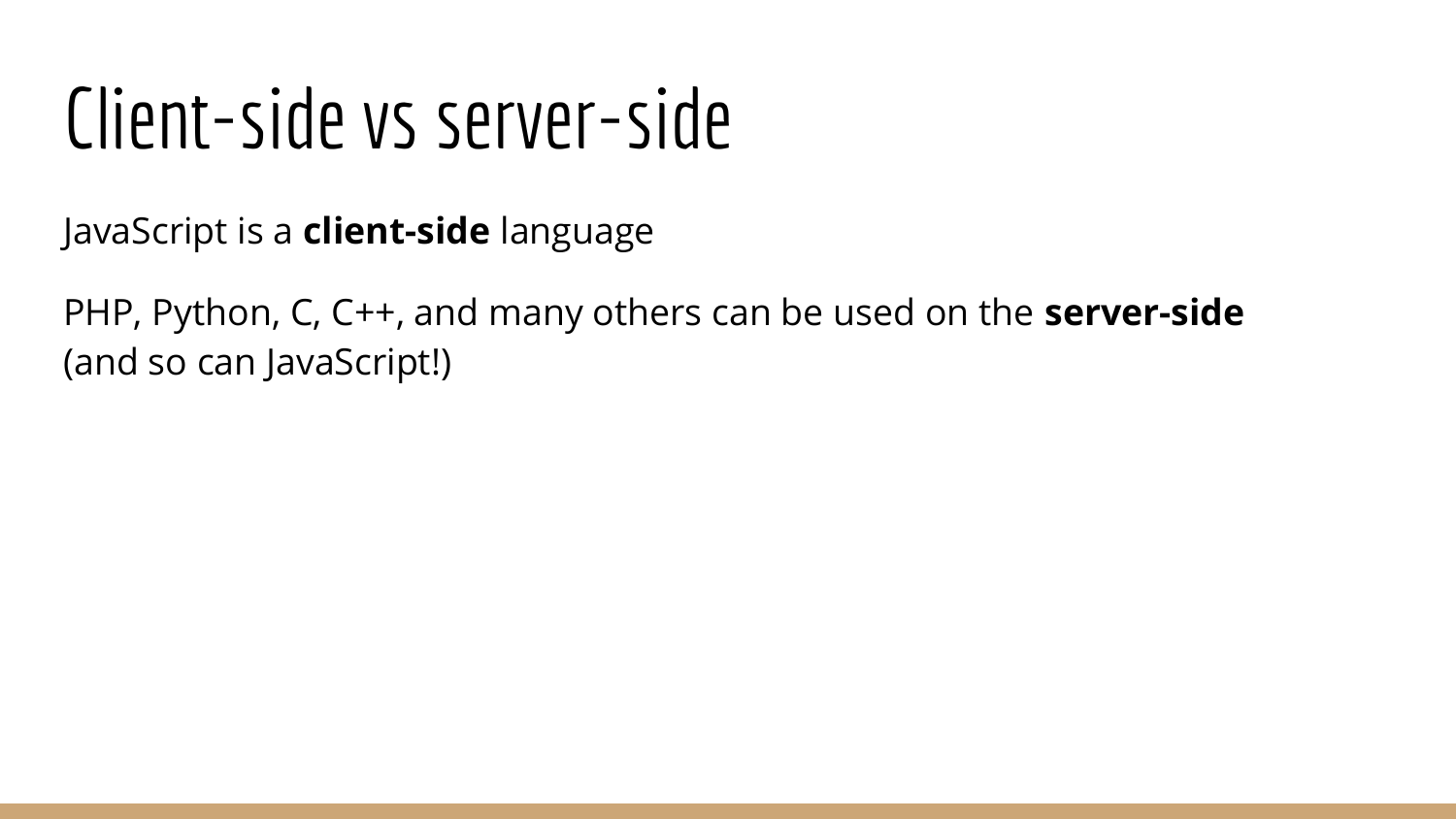# Client-side vs server-side

JavaScript is a **client-side** language

PHP, Python, C, C++, and many others can be used on the **server-side** (and so can JavaScript!)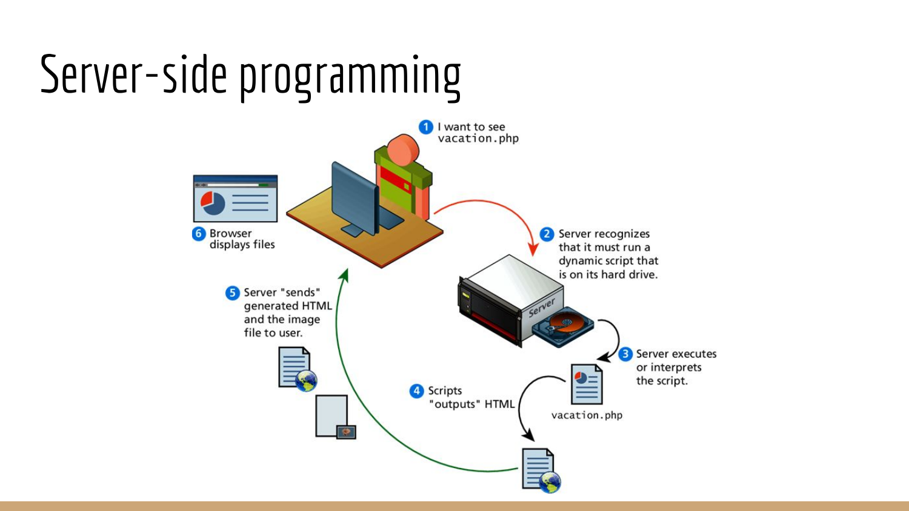# Server-side programming

1. I want to see vacation.php
2. Server recognizes that it must run a dynamic script that is on its hard drive.
3. Server executes or interprets the script.
4. Scripts "outputs" HTML
5. Server "sends" generated HTML and the image file to user.
6. Browser displays files

vacation.php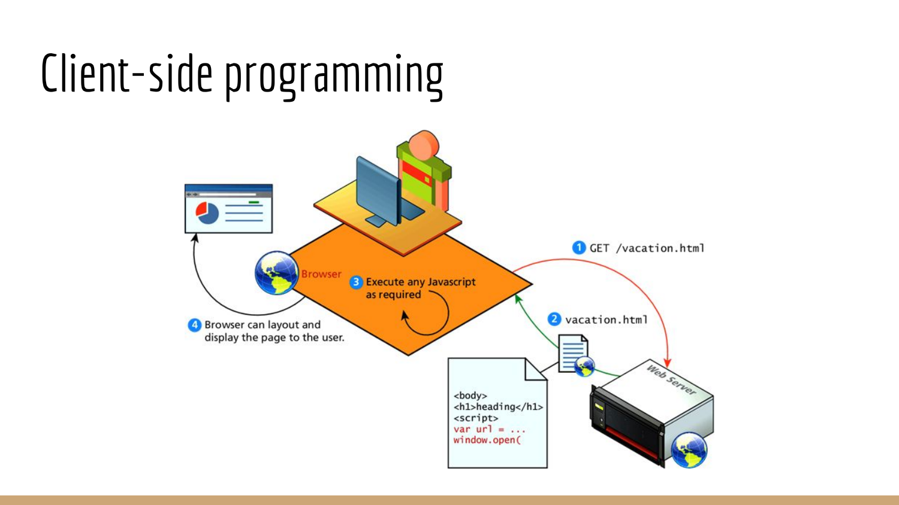# Client-side programming

1 GET /vacation.html

2 vacation.html

3 Execute any Javascript as required

4 Browser can layout and display the page to the user.

Browser

Web Server

```
<body>
<h1>heading</h1>
<script>
var url = ...
window.open(
```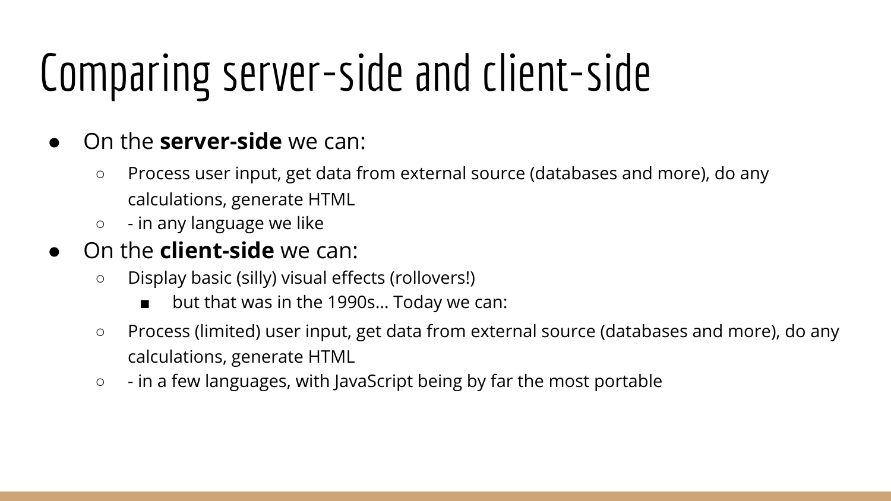# Comparing server-side and client-side

- On the **server-side** we can:
  - Process user input, get data from external source (databases and more), do any calculations, generate HTML
  - - in any language we like
- On the **client-side** we can:
  - Display basic (silly) visual effects (rollovers!)
    - but that was in the 1990s… Today we can:
  - Process (limited) user input, get data from external source (databases and more), do any calculations, generate HTML
  - - in a few languages, with JavaScript being by far the most portable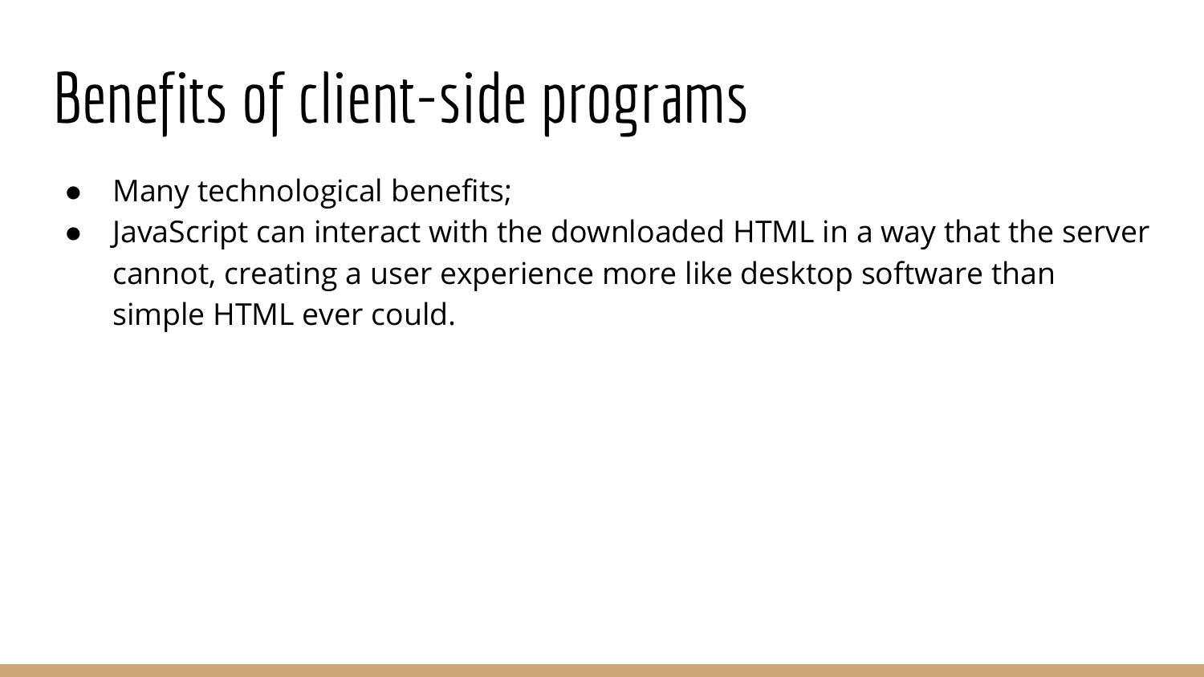# Benefits of client-side programs

- Many technological benefits;
- JavaScript can interact with the downloaded HTML in a way that the server cannot, creating a user experience more like desktop software than simple HTML ever could.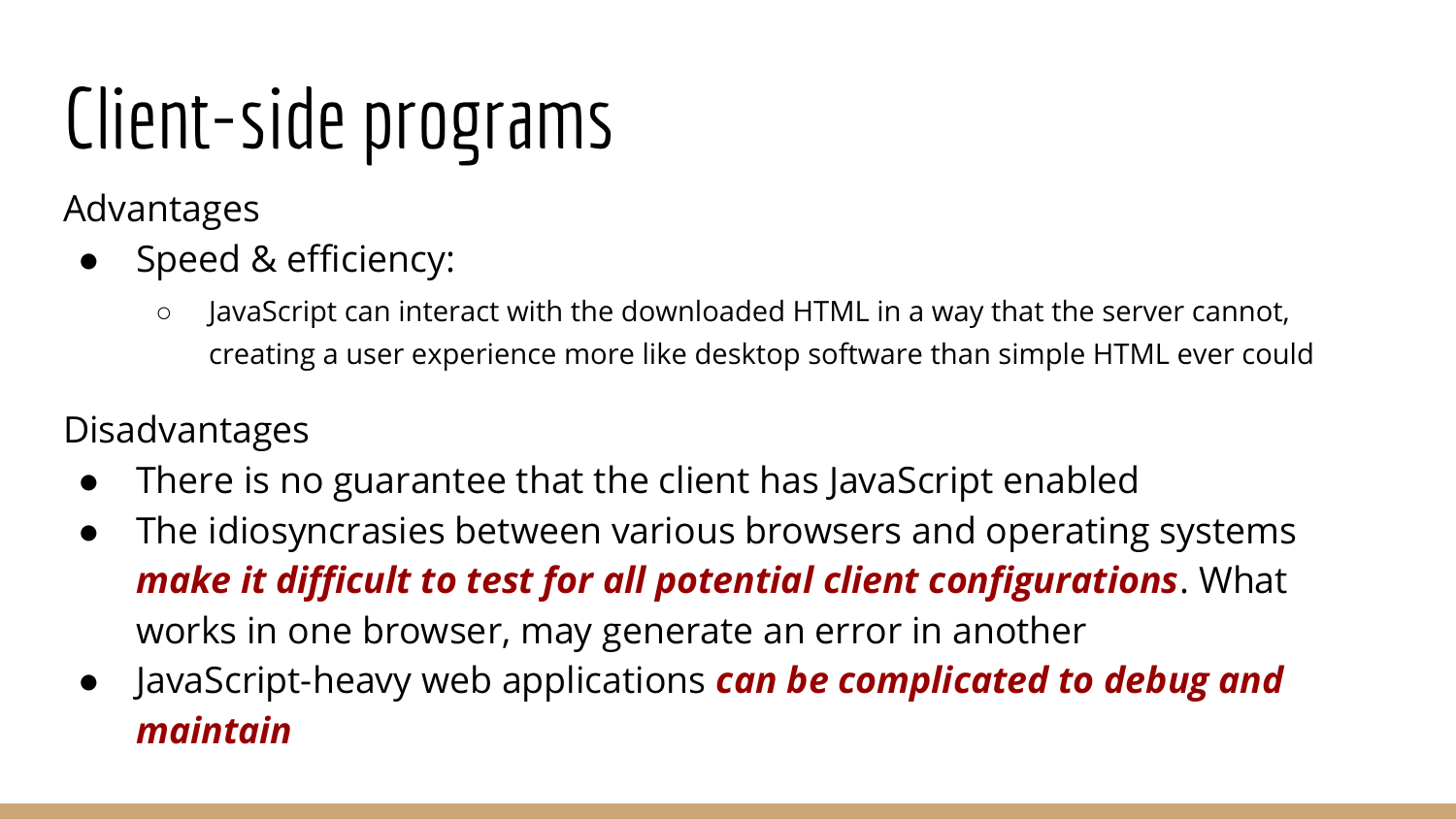# Client-side programs

Advantages

- Speed & efficiency:
  - JavaScript can interact with the downloaded HTML in a way that the server cannot, creating a user experience more like desktop software than simple HTML ever could

Disadvantages

- There is no guarantee that the client has JavaScript enabled
- The idiosyncrasies between various browsers and operating systems ***make it difficult to test for all potential client configurations***. What works in one browser, may generate an error in another
- JavaScript-heavy web applications ***can be complicated to debug and maintain***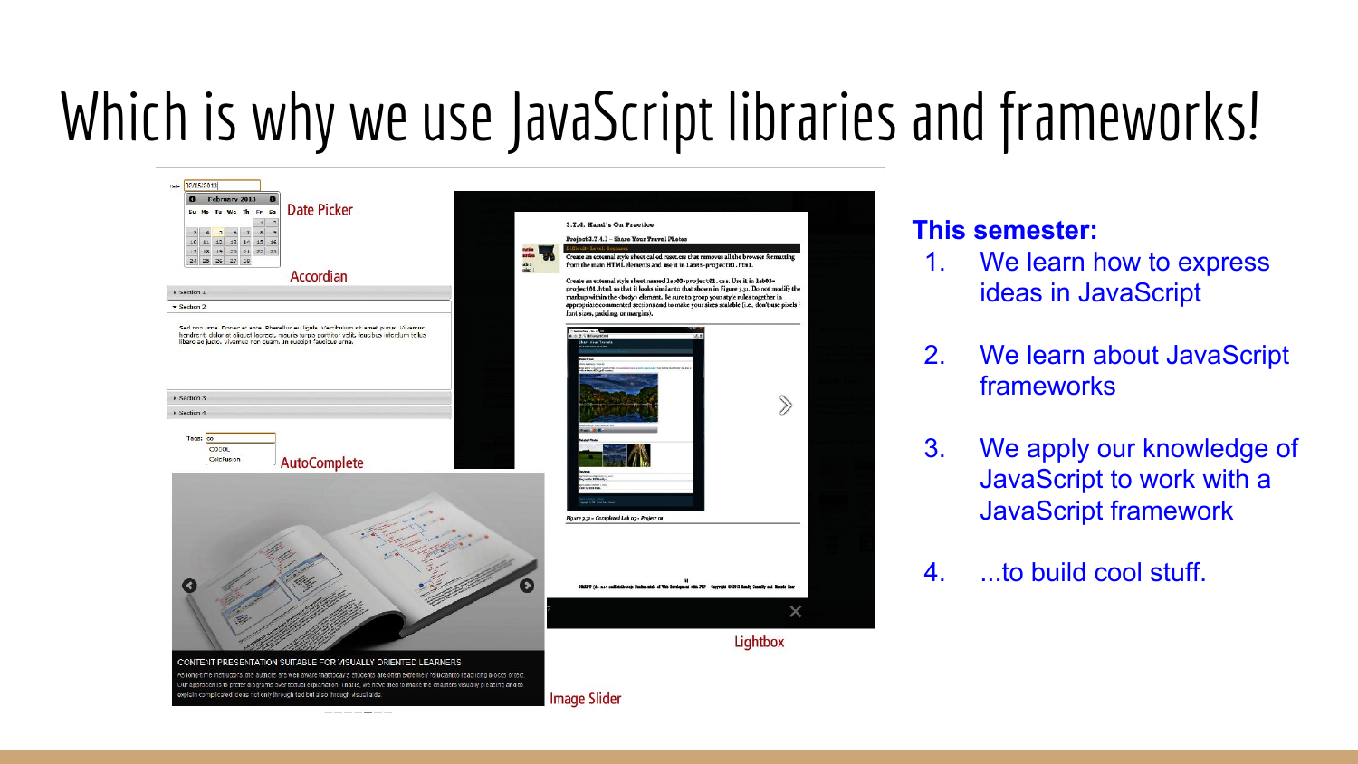# Which is why we use JavaScript libraries and frameworks!

Date Picker

Accordian

AutoComplete

Lightbox

Image Slider

**This semester:**

1. We learn how to express ideas in JavaScript
2. We learn about JavaScript frameworks
3. We apply our knowledge of JavaScript to work with a JavaScript framework
4. ...to build cool stuff.